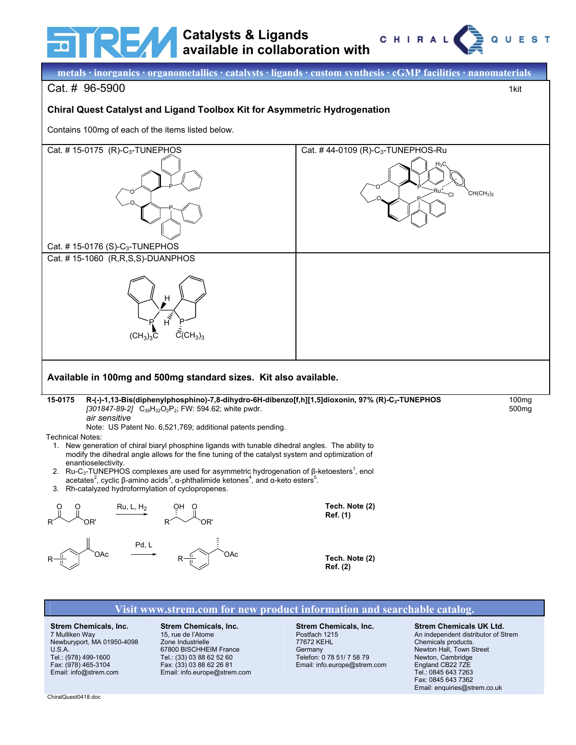Catalysts & Ligands available in collaboration with CHIRAL QUEST

metals · inorganics · organometallics · catalysts · ligands · custom synthesis · cGMP facilities · nanomaterials

Cat. # 96-5900 — 1kit

**Chiral Quest Catalyst and Ligand Toolbox Kit for Asymmetric Hydrogenation**

Contains 100mg of each of the items listed below.

| | |
|---|---|
| Cat. # 15-0175 (R)-$C_3$-TUNEPHOS<br><br>Cat. # 15-0176 (S)-$C_3$-TUNEPHOS | Cat. # 44-0109 (R)-$C_3$-TUNEPHOS-Ru |
| Cat. # 15-1060 (R,R,S,S)-DUANPHOS | |

**Available in 100mg and 500mg standard sizes. Kit also available.**

**15-0175** **R-(-)-1,13-Bis(diphenylphosphino)-7,8-dihydro-6H-dibenzo[f,h][1,5]dioxonin, 97% (R)-$C_3$-TUNEPHOS** — 100mg, 500mg

*[301847-89-2]* $C_{39}H_{32}O_2P_2$; FW: 594.62; white pwdr.

*air sensitive*

Note: US Patent No. 6,521,769; additional patents pending.

Technical Notes:

1. New generation of chiral biaryl phosphine ligands with tunable dihedral angles. The ability to modify the dihedral angle allows for the fine tuning of the catalyst system and optimization of enantioselectivity.
2. Ru-$C_3$-TUNEPHOS complexes are used for asymmetric hydrogenation of β-ketoesters[1], enol acetates[2], cyclic β-amino acids[3], α-phthalimide ketones[4], and α-keto esters[5].
3. Rh-catalyzed hydroformylation of cyclopropenes.

Ru, L, $H_2$ — **Tech. Note (2)** **Ref. (1)**

Pd, L — **Tech. Note (2)** **Ref. (2)**

Visit www.strem.com for new product information and searchable catalog.

**Strem Chemicals, Inc.**
7 Mulliken Way
Newburyport, MA 01950-4098
U.S.A.
Tel.: (978) 499-1600
Fax: (978) 465-3104
Email: info@strem.com

**Strem Chemicals, Inc.**
15, rue de l'Atome
Zone Industrielle
67800 BISCHHEIM France
Tel.: (33) 03 88 62 52 60
Fax: (33) 03 88 62 26 81
Email: info.europe@strem.com

**Strem Chemicals, Inc.**
Postfach 1215
77672 KEHL
Germany
Telefon: 0 78 51/ 7 58 79
Email: info.europe@strem.com

**Strem Chemicals UK Ltd.**
An independent distributor of Strem Chemicals products.
Newton Hall, Town Street
Newton, Cambridge
England CB22 7ZE
Tel.: 0845 643 7263
Fax: 0845 643 7362
Email: enquiries@strem.co.uk

ChiralQuest0418.doc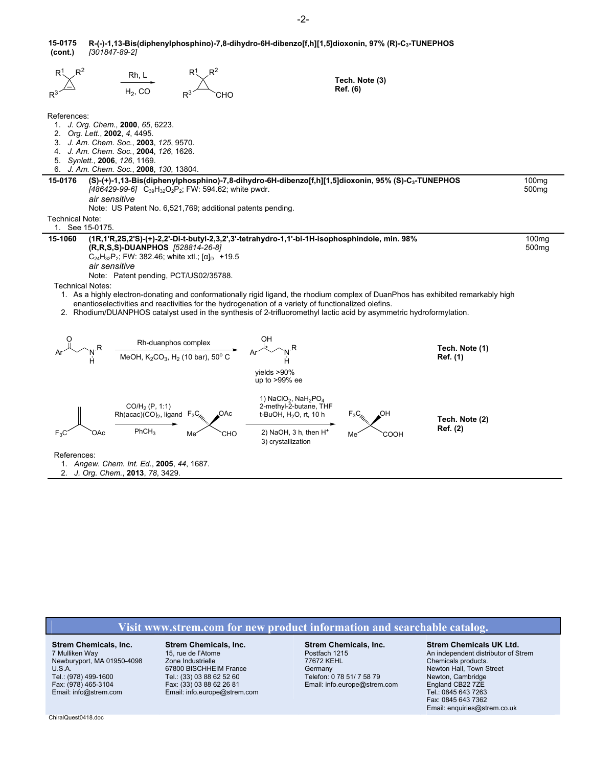**15-0175 (cont.)** **R-(-)-1,13-Bis(diphenylphosphino)-7,8-dihydro-6H-dibenzo[f,h][1,5]dioxonin, 97% (R)-$C_3$-TUNEPHOS** *[301847-89-2]*

Rh, L / $H_2$, CO — **Tech. Note (3)** **Ref. (6)**

References:

1. *J. Org. Chem.*, **2000**, *65*, 6223.
2. *Org. Lett.*, **2002**, *4*, 4495.
3. *J. Am. Chem. Soc.*, **2003**, *125*, 9570.
4. *J. Am. Chem. Soc.*, **2004**, *126*, 1626.
5. *Synlett.*, **2006**, *126*, 1169.
6. *J. Am. Chem. Soc.*, **2008**, *130*, 13804.

---

**15-0176** **(S)-(+)-1,13-Bis(diphenylphosphino)-7,8-dihydro-6H-dibenzo[f,h][1,5]dioxonin, 95% (S)-$C_3$-TUNEPHOS** — 100mg, 500mg

*[486429-99-6]* $C_{39}H_{32}O_2P_2$; FW: 594.62; white pwdr.

*air sensitive*

Note: US Patent No. 6,521,769; additional patents pending.

Technical Note:

1. See 15-0175.

---

**15-1060** **(1R,1'R,2S,2'S)-(+)-2,2'-Di-t-butyl-2,3,2',3'-tetrahydro-1,1'-bi-1H-isophosphindole, min. 98% (R,R,S,S)-DUANPHOS** *[528814-26-8]* — 100mg, 500mg

$C_{24}H_{32}P_2$; FW: 382.46; white xtl.; $[\alpha]_D$ +19.5

*air sensitive*

Note: Patent pending, PCT/US02/35788.

Technical Notes:

1. As a highly electron-donating and conformationally rigid ligand, the rhodium complex of DuanPhos has exhibited remarkably high enantioselectivities and reactivities for the hydrogenation of a variety of functionalized olefins.
2. Rhodium/DUANPHOS catalyst used in the synthesis of 2-trifluoromethyl lactic acid by asymmetric hydroformylation.

Rh-duanphos complex; MeOH, $K_2CO_3$, $H_2$ (10 bar), 50° C — yields >90%, up to >99% ee — **Tech. Note (1)** **Ref. (1)**

$CO/H_2$ (P, 1:1), $Rh(acac)(CO)_2$, ligand, $PhCH_3$; then 1) $NaClO_2$, $NaH_2PO_4$, 2-methyl-2-butane, THF, t-BuOH, $H_2O$, rt, 10 h; 2) NaOH, 3 h, then $H^+$; 3) crystallization — **Tech. Note (2)** **Ref. (2)**

References:

1. *Angew. Chem. Int. Ed.*, **2005**, *44*, 1687.
2. *J. Org. Chem.*, **2013**, *78*, 3429.

**Visit www.strem.com for new product information and searchable catalog.**

**Strem Chemicals, Inc.**
7 Mulliken Way
Newburyport, MA 01950-4098
U.S.A.
Tel.: (978) 499-1600
Fax: (978) 465-3104
Email: info@strem.com

**Strem Chemicals, Inc.**
15, rue de l'Atome
Zone Industrielle
67800 BISCHHEIM France
Tel.: (33) 03 88 62 52 60
Fax: (33) 03 88 62 26 81
Email: info.europe@strem.com

**Strem Chemicals, Inc.**
Postfach 1215
77672 KEHL
Germany
Telefon: 0 78 51/ 7 58 79
Email: info.europe@strem.com

**Strem Chemicals UK Ltd.**
An independent distributor of Strem Chemicals products.
Newton Hall, Town Street
Newton, Cambridge
England CB22 7ZE
Tel.: 0845 643 7263
Fax: 0845 643 7362
Email: enquiries@strem.co.uk

ChiralQuest0418.doc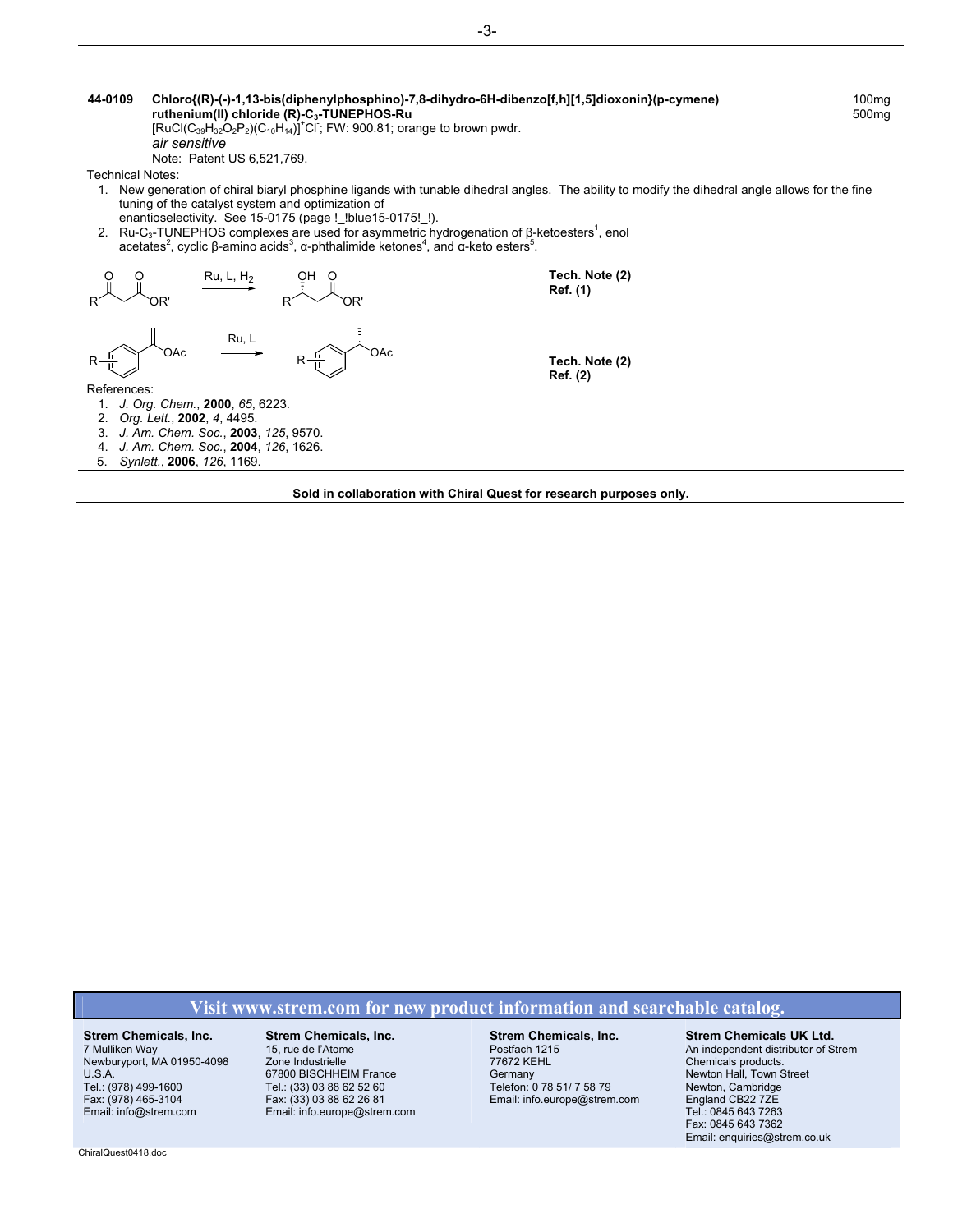**44-0109** **Chloro{(R)-(-)-1,13-bis(diphenylphosphino)-7,8-dihydro-6H-dibenzo[f,h][1,5]dioxonin}(p-cymene) ruthenium(II) chloride (R)-$C_3$-TUNEPHOS-Ru** — 100mg, 500mg

$[RuCl(C_{39}H_{32}O_2P_2)(C_{10}H_{14})]^+Cl^-$; FW: 900.81; orange to brown pwdr.

*air sensitive*

Note: Patent US 6,521,769.

Technical Notes:

1. New generation of chiral biaryl phosphine ligands with tunable dihedral angles. The ability to modify the dihedral angle allows for the fine tuning of the catalyst system and optimization of enantioselectivity. See 15-0175 (page !_!blue15-0175!_!).
2. Ru-$C_3$-TUNEPHOS complexes are used for asymmetric hydrogenation of β-ketoesters[1], enol acetates[2], cyclic β-amino acids[3], α-phthalimide ketones[4], and α-keto esters[5].

Ru, L, $H_2$ — **Tech. Note (2)** **Ref. (1)**

Ru, L — **Tech. Note (2)** **Ref. (2)**

References:

1. *J. Org. Chem.*, **2000**, *65*, 6223.
2. *Org. Lett.*, **2002**, *4*, 4495.
3. *J. Am. Chem. Soc.*, **2003**, *125*, 9570.
4. *J. Am. Chem. Soc.*, **2004**, *126*, 1626.
5. *Synlett.*, **2006**, *126*, 1169.

**Sold in collaboration with Chiral Quest for research purposes only.**

**Visit www.strem.com for new product information and searchable catalog.**

**Strem Chemicals, Inc.**
7 Mulliken Way
Newburyport, MA 01950-4098
U.S.A.
Tel.: (978) 499-1600
Fax: (978) 465-3104
Email: info@strem.com

**Strem Chemicals, Inc.**
15, rue de l'Atome
Zone Industrielle
67800 BISCHHEIM France
Tel.: (33) 03 88 62 52 60
Fax: (33) 03 88 62 26 81
Email: info.europe@strem.com

**Strem Chemicals, Inc.**
Postfach 1215
77672 KEHL
Germany
Telefon: 0 78 51/ 7 58 79
Email: info.europe@strem.com

**Strem Chemicals UK Ltd.**
An independent distributor of Strem Chemicals products.
Newton Hall, Town Street
Newton, Cambridge
England CB22 7ZE
Tel.: 0845 643 7263
Fax: 0845 643 7362
Email: enquiries@strem.co.uk

ChiralQuest0418.doc